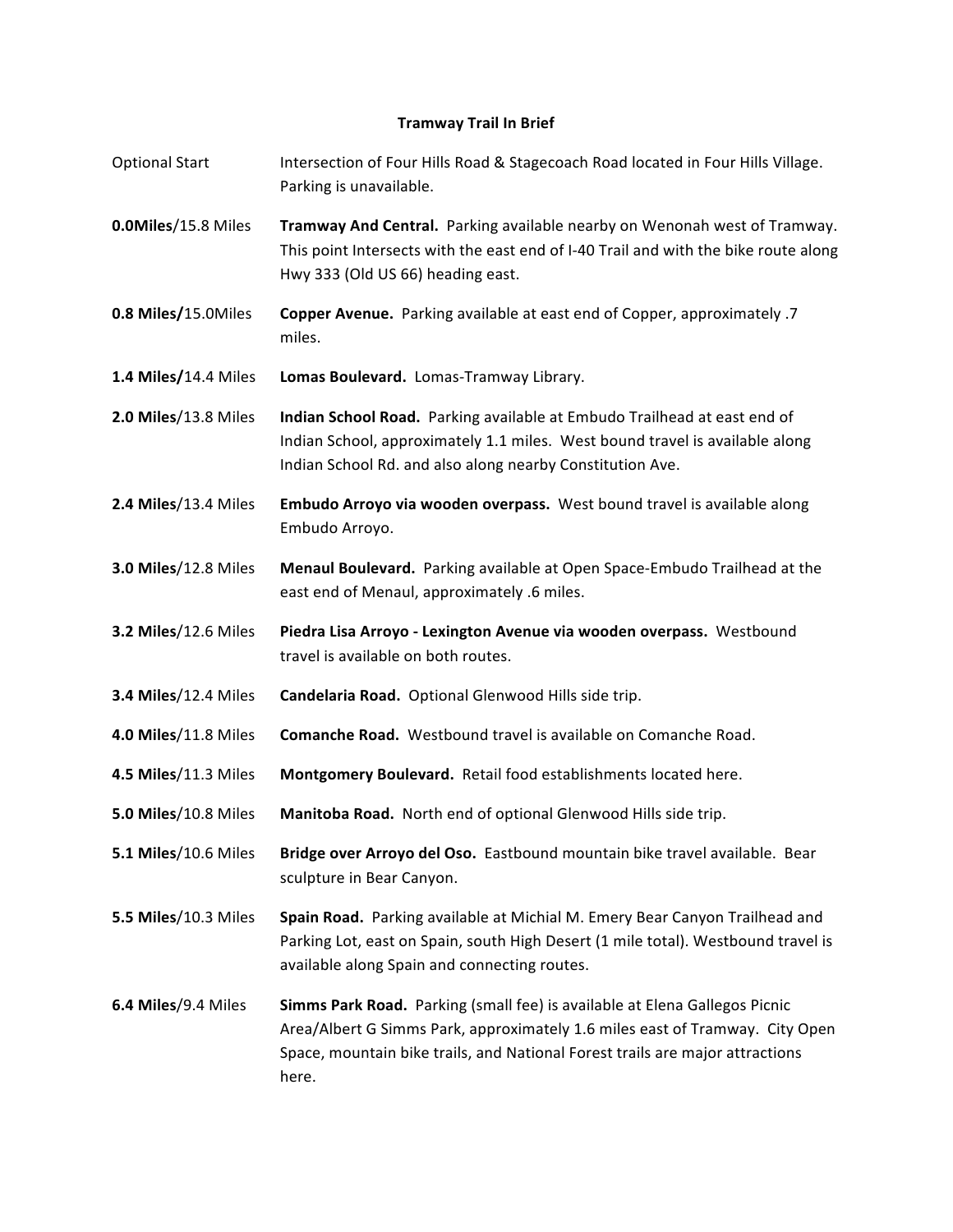## Tramway Trail In Brief

| | |
|---|---|
| Optional Start | Intersection of Four Hills Road & Stagecoach Road located in Four Hills Village. Parking is unavailable. |
| **0.0Miles**/15.8 Miles | **Tramway And Central.** Parking available nearby on Wenonah west of Tramway. This point Intersects with the east end of I-40 Trail and with the bike route along Hwy 333 (Old US 66) heading east. |
| **0.8 Miles/**15.0Miles | **Copper Avenue.** Parking available at east end of Copper, approximately .7 miles. |
| **1.4 Miles/**14.4 Miles | **Lomas Boulevard.** Lomas-Tramway Library. |
| **2.0 Miles**/13.8 Miles | **Indian School Road.** Parking available at Embudo Trailhead at east end of Indian School, approximately 1.1 miles. West bound travel is available along Indian School Rd. and also along nearby Constitution Ave. |
| **2.4 Miles**/13.4 Miles | **Embudo Arroyo via wooden overpass.** West bound travel is available along Embudo Arroyo. |
| **3.0 Miles**/12.8 Miles | **Menaul Boulevard.** Parking available at Open Space-Embudo Trailhead at the east end of Menaul, approximately .6 miles. |
| **3.2 Miles**/12.6 Miles | **Piedra Lisa Arroyo - Lexington Avenue via wooden overpass.** Westbound travel is available on both routes. |
| **3.4 Miles**/12.4 Miles | **Candelaria Road.** Optional Glenwood Hills side trip. |
| **4.0 Miles**/11.8 Miles | **Comanche Road.** Westbound travel is available on Comanche Road. |
| **4.5 Miles**/11.3 Miles | **Montgomery Boulevard.** Retail food establishments located here. |
| **5.0 Miles**/10.8 Miles | **Manitoba Road.** North end of optional Glenwood Hills side trip. |
| **5.1 Miles**/10.6 Miles | **Bridge over Arroyo del Oso.** Eastbound mountain bike travel available. Bear sculpture in Bear Canyon. |
| **5.5 Miles**/10.3 Miles | **Spain Road.** Parking available at Michial M. Emery Bear Canyon Trailhead and Parking Lot, east on Spain, south High Desert (1 mile total). Westbound travel is available along Spain and connecting routes. |
| **6.4 Miles**/9.4 Miles | **Simms Park Road.** Parking (small fee) is available at Elena Gallegos Picnic Area/Albert G Simms Park, approximately 1.6 miles east of Tramway. City Open Space, mountain bike trails, and National Forest trails are major attractions here. |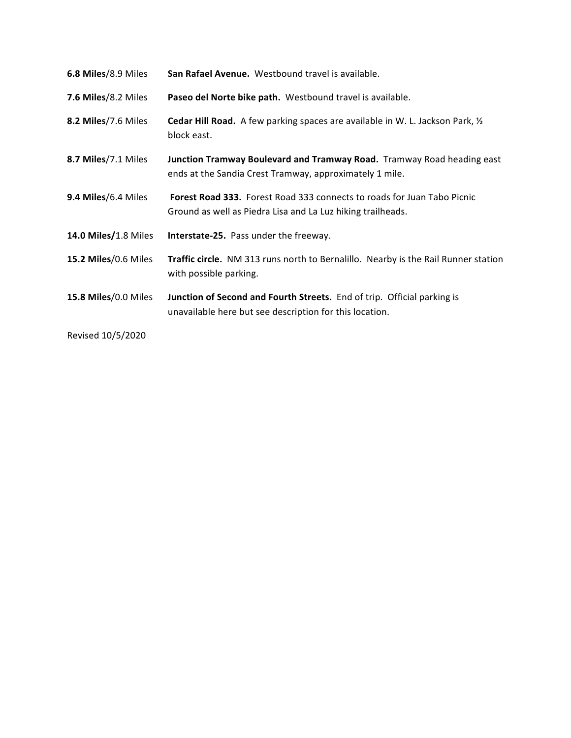**6.8 Miles**/8.9 Miles **San Rafael Avenue.** Westbound travel is available.

**7.6 Miles**/8.2 Miles **Paseo del Norte bike path.** Westbound travel is available.

**8.2 Miles**/7.6 Miles **Cedar Hill Road.** A few parking spaces are available in W. L. Jackson Park, ½ block east.

**8.7 Miles**/7.1 Miles **Junction Tramway Boulevard and Tramway Road.** Tramway Road heading east ends at the Sandia Crest Tramway, approximately 1 mile.

**9.4 Miles**/6.4 Miles **Forest Road 333.** Forest Road 333 connects to roads for Juan Tabo Picnic Ground as well as Piedra Lisa and La Luz hiking trailheads.

**14.0 Miles/**1.8 Miles **Interstate-25.** Pass under the freeway.

**15.2 Miles**/0.6 Miles **Traffic circle.** NM 313 runs north to Bernalillo. Nearby is the Rail Runner station with possible parking.

**15.8 Miles**/0.0 Miles **Junction of Second and Fourth Streets.** End of trip. Official parking is unavailable here but see description for this location.

Revised 10/5/2020